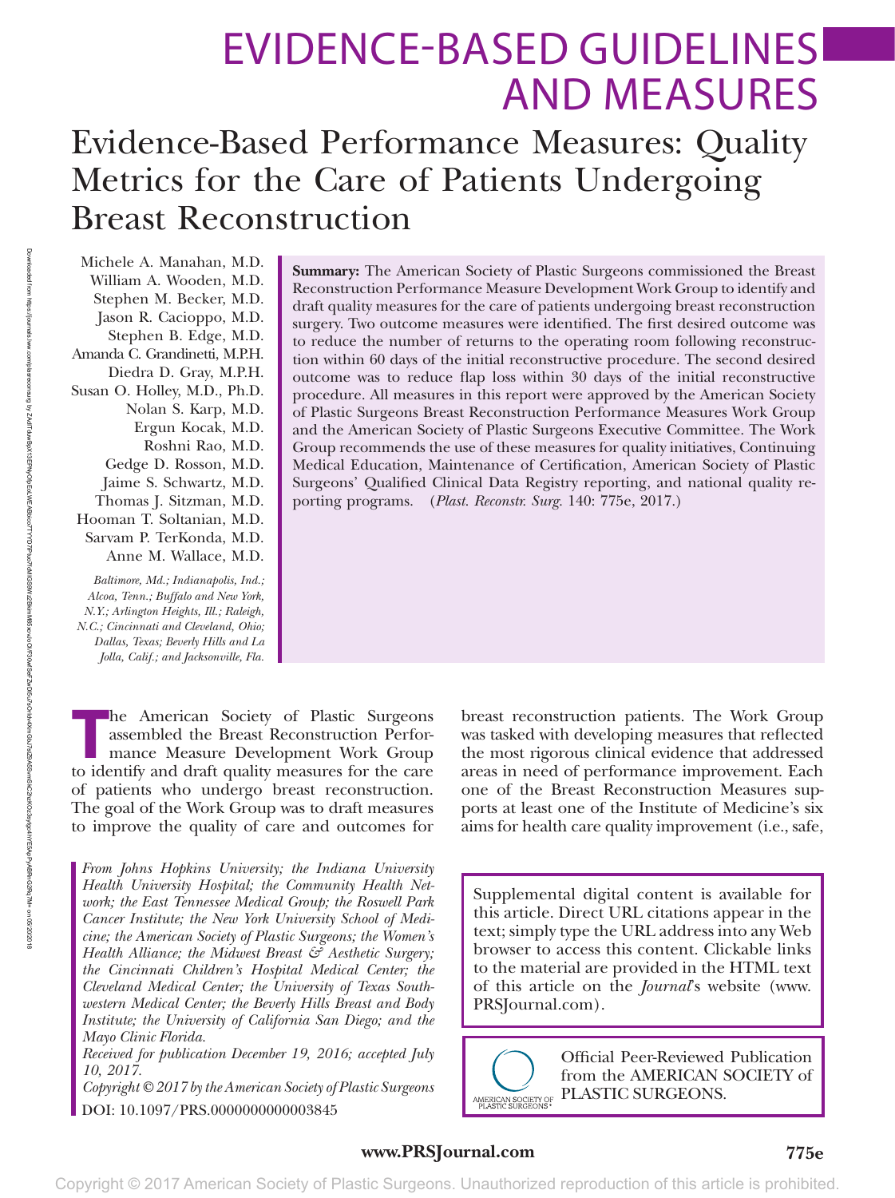# EVIDENCE-BASED GUIDELINES AND MEASURES

# Evidence-Based Performance Measures: Quality Metrics for the Care of Patients Undergoing Breast Reconstruction

Michele A. Manahan, M.D.
William A. Wooden, M.D.
Stephen M. Becker, M.D.
Jason R. Cacioppo, M.D.
Stephen B. Edge, M.D.
Amanda C. Grandinetti, M.P.H.
Diedra D. Gray, M.P.H.
Susan O. Holley, M.D., Ph.D.
Nolan S. Karp, M.D.
Ergun Kocak, M.D.
Roshni Rao, M.D.
Gedge D. Rosson, M.D.
Jaime S. Schwartz, M.D.
Thomas J. Sitzman, M.D.
Hooman T. Soltanian, M.D.
Sarvam P. TerKonda, M.D.
Anne M. Wallace, M.D.

*Baltimore, Md.; Indianapolis, Ind.; Alcoa, Tenn.; Buffalo and New York, N.Y.; Arlington Heights, Ill.; Raleigh, N.C.; Cincinnati and Cleveland, Ohio; Dallas, Texas; Beverly Hills and La Jolla, Calif.; and Jacksonville, Fla.*

**Summary:** The American Society of Plastic Surgeons commissioned the Breast Reconstruction Performance Measure Development Work Group to identify and draft quality measures for the care of patients undergoing breast reconstruction surgery. Two outcome measures were identified. The first desired outcome was to reduce the number of returns to the operating room following reconstruction within 60 days of the initial reconstructive procedure. The second desired outcome was to reduce flap loss within 30 days of the initial reconstructive procedure. All measures in this report were approved by the American Society of Plastic Surgeons Breast Reconstruction Performance Measures Work Group and the American Society of Plastic Surgeons Executive Committee. The Work Group recommends the use of these measures for quality initiatives, Continuing Medical Education, Maintenance of Certification, American Society of Plastic Surgeons' Qualified Clinical Data Registry reporting, and national quality reporting programs. (*Plast. Reconstr. Surg.* 140: 775e, 2017.)

The American Society of Plastic Surgeons assembled the Breast Reconstruction Performance Measure Development Work Group to identify and draft quality measures for the care of patients who undergo breast reconstruction. The goal of the Work Group was to draft measures to improve the quality of care and outcomes for breast reconstruction patients. The Work Group was tasked with developing measures that reflected the most rigorous clinical evidence that addressed areas in need of performance improvement. Each one of the Breast Reconstruction Measures supports at least one of the Institute of Medicine's six aims for health care quality improvement (i.e., safe,

*From Johns Hopkins University; the Indiana University Health University Hospital; the Community Health Network; the East Tennessee Medical Group; the Roswell Park Cancer Institute; the New York University School of Medicine; the American Society of Plastic Surgeons; the Women's Health Alliance; the Midwest Breast & Aesthetic Surgery; the Cincinnati Children's Hospital Medical Center; the Cleveland Medical Center; the University of Texas Southwestern Medical Center; the Beverly Hills Breast and Body Institute; the University of California San Diego; and the Mayo Clinic Florida.*

*Received for publication December 19, 2016; accepted July 10, 2017.*

*Copyright © 2017 by the American Society of Plastic Surgeons*

DOI: 10.1097/PRS.0000000000003845

Supplemental digital content is available for this article. Direct URL citations appear in the text; simply type the URL address into any Web browser to access this content. Clickable links to the material are provided in the HTML text of this article on the *Journal*'s website (www.PRSJournal.com).

Official Peer-Reviewed Publication from the AMERICAN SOCIETY of PLASTIC SURGEONS.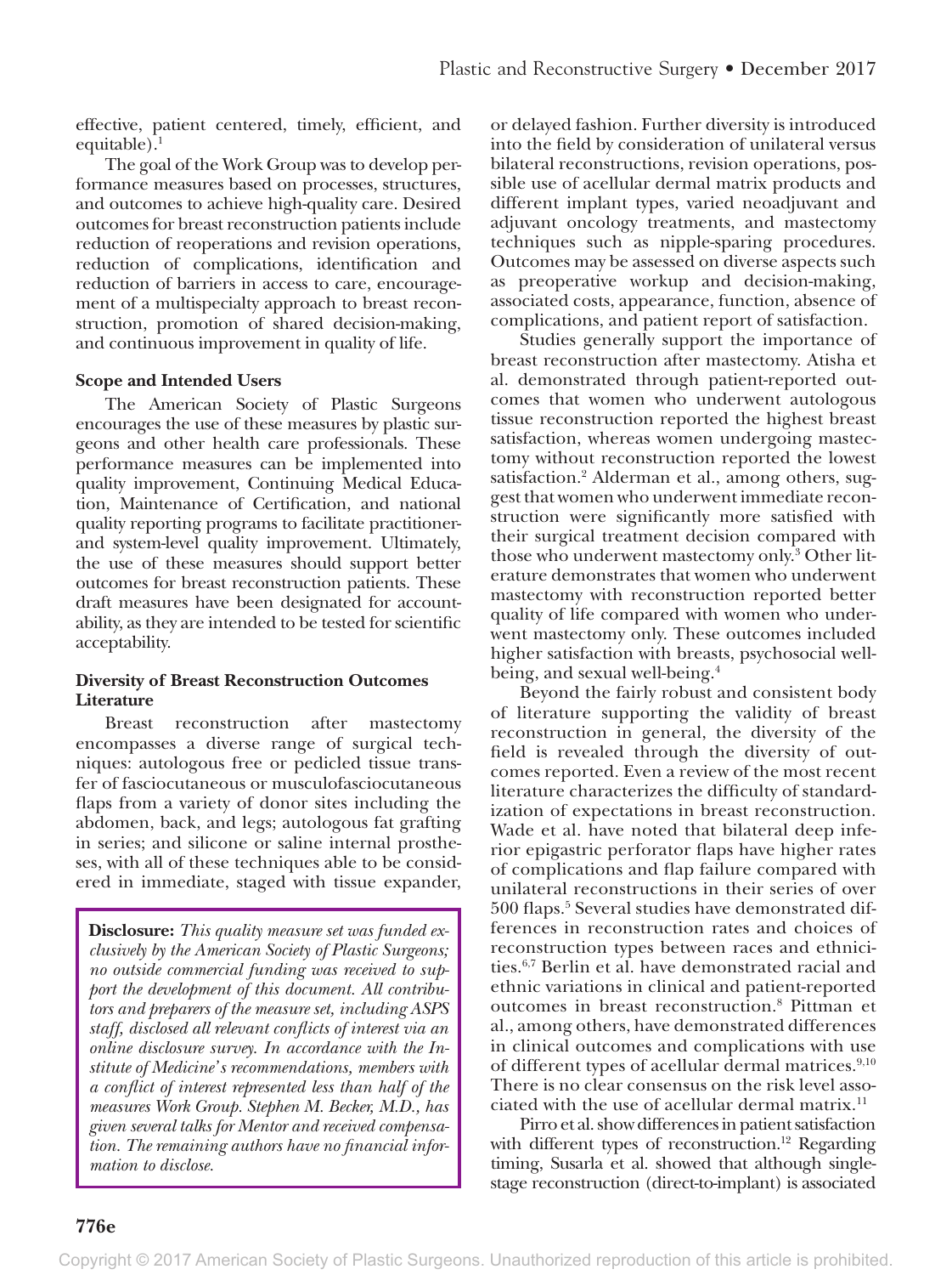effective, patient centered, timely, efficient, and equitable).[1]

The goal of the Work Group was to develop performance measures based on processes, structures, and outcomes to achieve high-quality care. Desired outcomes for breast reconstruction patients include reduction of reoperations and revision operations, reduction of complications, identification and reduction of barriers in access to care, encouragement of a multispecialty approach to breast reconstruction, promotion of shared decision-making, and continuous improvement in quality of life.

### Scope and Intended Users

The American Society of Plastic Surgeons encourages the use of these measures by plastic surgeons and other health care professionals. These performance measures can be implemented into quality improvement, Continuing Medical Education, Maintenance of Certification, and national quality reporting programs to facilitate practitioner- and system-level quality improvement. Ultimately, the use of these measures should support better outcomes for breast reconstruction patients. These draft measures have been designated for accountability, as they are intended to be tested for scientific acceptability.

### Diversity of Breast Reconstruction Outcomes Literature

Breast reconstruction after mastectomy encompasses a diverse range of surgical techniques: autologous free or pedicled tissue transfer of fasciocutaneous or musculofasciocutaneous flaps from a variety of donor sites including the abdomen, back, and legs; autologous fat grafting in series; and silicone or saline internal prostheses, with all of these techniques able to be considered in immediate, staged with tissue expander, or delayed fashion. Further diversity is introduced into the field by consideration of unilateral versus bilateral reconstructions, revision operations, possible use of acellular dermal matrix products and different implant types, varied neoadjuvant and adjuvant oncology treatments, and mastectomy techniques such as nipple-sparing procedures. Outcomes may be assessed on diverse aspects such as preoperative workup and decision-making, associated costs, appearance, function, absence of complications, and patient report of satisfaction.

Studies generally support the importance of breast reconstruction after mastectomy. Atisha et al. demonstrated through patient-reported outcomes that women who underwent autologous tissue reconstruction reported the highest breast satisfaction, whereas women undergoing mastectomy without reconstruction reported the lowest satisfaction.[2] Alderman et al., among others, suggest that women who underwent immediate reconstruction were significantly more satisfied with their surgical treatment decision compared with those who underwent mastectomy only.[3] Other literature demonstrates that women who underwent mastectomy with reconstruction reported better quality of life compared with women who underwent mastectomy only. These outcomes included higher satisfaction with breasts, psychosocial well-being, and sexual well-being.[4]

Beyond the fairly robust and consistent body of literature supporting the validity of breast reconstruction in general, the diversity of the field is revealed through the diversity of outcomes reported. Even a review of the most recent literature characterizes the difficulty of standardization of expectations in breast reconstruction. Wade et al. have noted that bilateral deep inferior epigastric perforator flaps have higher rates of complications and flap failure compared with unilateral reconstructions in their series of over 500 flaps.[5] Several studies have demonstrated differences in reconstruction rates and choices of reconstruction types between races and ethnicities.[6,7] Berlin et al. have demonstrated racial and ethnic variations in clinical and patient-reported outcomes in breast reconstruction.[8] Pittman et al., among others, have demonstrated differences in clinical outcomes and complications with use of different types of acellular dermal matrices.[9,10] There is no clear consensus on the risk level associated with the use of acellular dermal matrix.[11]

Pirro et al. show differences in patient satisfaction with different types of reconstruction.[12] Regarding timing, Susarla et al. showed that although single-stage reconstruction (direct-to-implant) is associated

**Disclosure:** *This quality measure set was funded exclusively by the American Society of Plastic Surgeons; no outside commercial funding was received to support the development of this document. All contributors and preparers of the measure set, including ASPS staff, disclosed all relevant conflicts of interest via an online disclosure survey. In accordance with the Institute of Medicine's recommendations, members with a conflict of interest represented less than half of the measures Work Group. Stephen M. Becker, M.D., has given several talks for Mentor and received compensation. The remaining authors have no financial information to disclose.*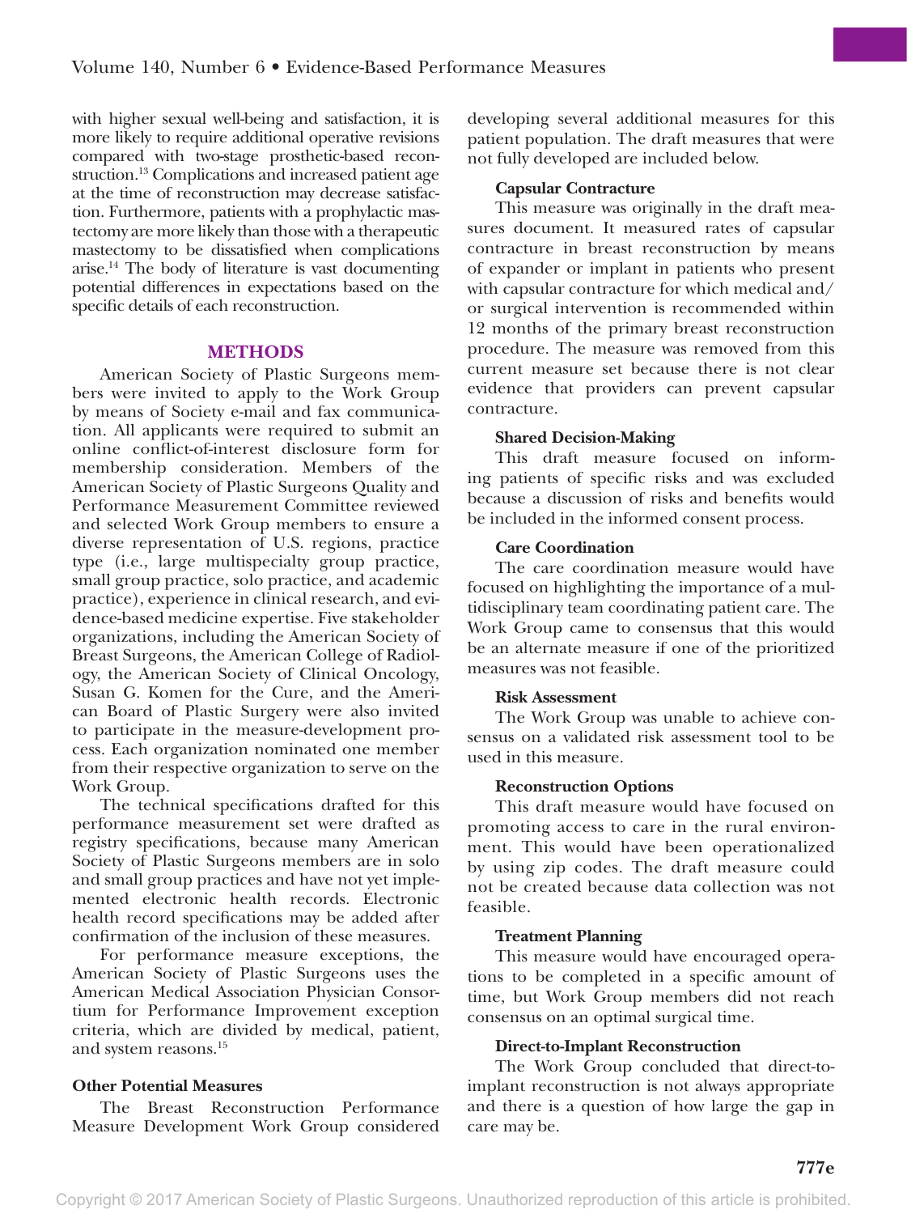with higher sexual well-being and satisfaction, it is more likely to require additional operative revisions compared with two-stage prosthetic-based reconstruction.[13] Complications and increased patient age at the time of reconstruction may decrease satisfaction. Furthermore, patients with a prophylactic mastectomy are more likely than those with a therapeutic mastectomy to be dissatisfied when complications arise.[14] The body of literature is vast documenting potential differences in expectations based on the specific details of each reconstruction.

## METHODS

American Society of Plastic Surgeons members were invited to apply to the Work Group by means of Society e-mail and fax communication. All applicants were required to submit an online conflict-of-interest disclosure form for membership consideration. Members of the American Society of Plastic Surgeons Quality and Performance Measurement Committee reviewed and selected Work Group members to ensure a diverse representation of U.S. regions, practice type (i.e., large multispecialty group practice, small group practice, solo practice, and academic practice), experience in clinical research, and evidence-based medicine expertise. Five stakeholder organizations, including the American Society of Breast Surgeons, the American College of Radiology, the American Society of Clinical Oncology, Susan G. Komen for the Cure, and the American Board of Plastic Surgery were also invited to participate in the measure-development process. Each organization nominated one member from their respective organization to serve on the Work Group.

The technical specifications drafted for this performance measurement set were drafted as registry specifications, because many American Society of Plastic Surgeons members are in solo and small group practices and have not yet implemented electronic health records. Electronic health record specifications may be added after confirmation of the inclusion of these measures.

For performance measure exceptions, the American Society of Plastic Surgeons uses the American Medical Association Physician Consortium for Performance Improvement exception criteria, which are divided by medical, patient, and system reasons.[15]

### Other Potential Measures

The Breast Reconstruction Performance Measure Development Work Group considered developing several additional measures for this patient population. The draft measures that were not fully developed are included below.

#### Capsular Contracture

This measure was originally in the draft measures document. It measured rates of capsular contracture in breast reconstruction by means of expander or implant in patients who present with capsular contracture for which medical and/or surgical intervention is recommended within 12 months of the primary breast reconstruction procedure. The measure was removed from this current measure set because there is not clear evidence that providers can prevent capsular contracture.

#### Shared Decision-Making

This draft measure focused on informing patients of specific risks and was excluded because a discussion of risks and benefits would be included in the informed consent process.

#### Care Coordination

The care coordination measure would have focused on highlighting the importance of a multidisciplinary team coordinating patient care. The Work Group came to consensus that this would be an alternate measure if one of the prioritized measures was not feasible.

#### Risk Assessment

The Work Group was unable to achieve consensus on a validated risk assessment tool to be used in this measure.

#### Reconstruction Options

This draft measure would have focused on promoting access to care in the rural environment. This would have been operationalized by using zip codes. The draft measure could not be created because data collection was not feasible.

#### Treatment Planning

This measure would have encouraged operations to be completed in a specific amount of time, but Work Group members did not reach consensus on an optimal surgical time.

#### Direct-to-Implant Reconstruction

The Work Group concluded that direct-to-implant reconstruction is not always appropriate and there is a question of how large the gap in care may be.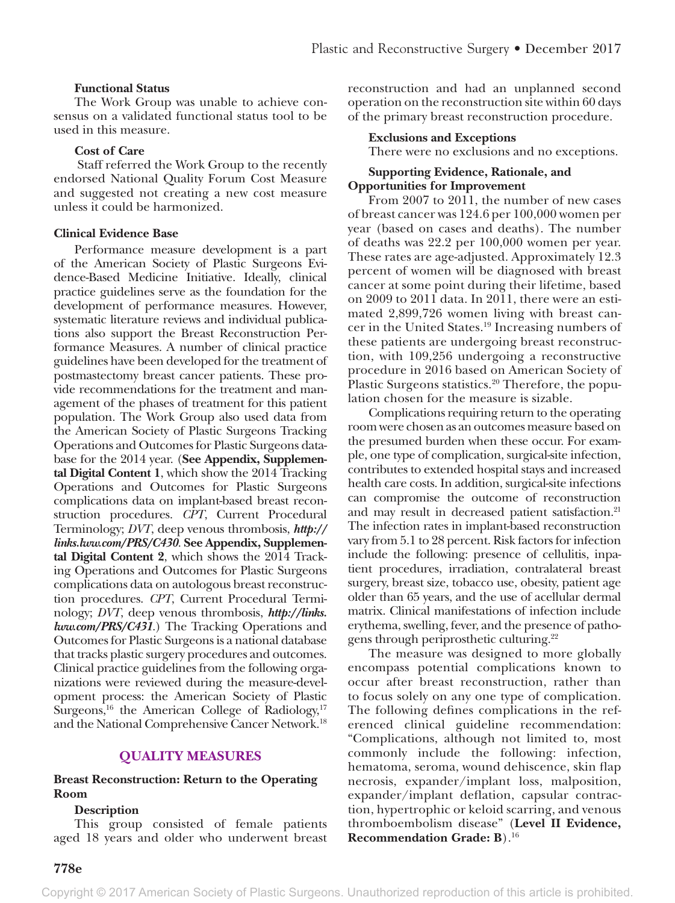#### Functional Status

The Work Group was unable to achieve consensus on a validated functional status tool to be used in this measure.

#### Cost of Care

Staff referred the Work Group to the recently endorsed National Quality Forum Cost Measure and suggested not creating a new cost measure unless it could be harmonized.

### Clinical Evidence Base

Performance measure development is a part of the American Society of Plastic Surgeons Evidence-Based Medicine Initiative. Ideally, clinical practice guidelines serve as the foundation for the development of performance measures. However, systematic literature reviews and individual publications also support the Breast Reconstruction Performance Measures. A number of clinical practice guidelines have been developed for the treatment of postmastectomy breast cancer patients. These provide recommendations for the treatment and management of the phases of treatment for this patient population. The Work Group also used data from the American Society of Plastic Surgeons Tracking Operations and Outcomes for Plastic Surgeons database for the 2014 year. (**See Appendix, Supplemental Digital Content 1**, which show the 2014 Tracking Operations and Outcomes for Plastic Surgeons complications data on implant-based breast reconstruction procedures. *CPT*, Current Procedural Terminology; *DVT*, deep venous thrombosis, ***http://links.lww.com/PRS/C430*.** **See Appendix, Supplemental Digital Content 2**, which shows the 2014 Tracking Operations and Outcomes for Plastic Surgeons complications data on autologous breast reconstruction procedures. *CPT*, Current Procedural Terminology; *DVT*, deep venous thrombosis, ***http://links.lww.com/PRS/C431*.**) The Tracking Operations and Outcomes for Plastic Surgeons is a national database that tracks plastic surgery procedures and outcomes. Clinical practice guidelines from the following organizations were reviewed during the measure-development process: the American Society of Plastic Surgeons,[16] the American College of Radiology,[17] and the National Comprehensive Cancer Network.[18]

## QUALITY MEASURES

### Breast Reconstruction: Return to the Operating Room

#### Description

This group consisted of female patients aged 18 years and older who underwent breast reconstruction and had an unplanned second operation on the reconstruction site within 60 days of the primary breast reconstruction procedure.

#### Exclusions and Exceptions

There were no exclusions and no exceptions.

#### Supporting Evidence, Rationale, and Opportunities for Improvement

From 2007 to 2011, the number of new cases of breast cancer was 124.6 per 100,000 women per year (based on cases and deaths). The number of deaths was 22.2 per 100,000 women per year. These rates are age-adjusted. Approximately 12.3 percent of women will be diagnosed with breast cancer at some point during their lifetime, based on 2009 to 2011 data. In 2011, there were an estimated 2,899,726 women living with breast cancer in the United States.[19] Increasing numbers of these patients are undergoing breast reconstruction, with 109,256 undergoing a reconstructive procedure in 2016 based on American Society of Plastic Surgeons statistics.[20] Therefore, the population chosen for the measure is sizable.

Complications requiring return to the operating room were chosen as an outcomes measure based on the presumed burden when these occur. For example, one type of complication, surgical-site infection, contributes to extended hospital stays and increased health care costs. In addition, surgical-site infections can compromise the outcome of reconstruction and may result in decreased patient satisfaction.[21] The infection rates in implant-based reconstruction vary from 5.1 to 28 percent. Risk factors for infection include the following: presence of cellulitis, inpatient procedures, irradiation, contralateral breast surgery, breast size, tobacco use, obesity, patient age older than 65 years, and the use of acellular dermal matrix. Clinical manifestations of infection include erythema, swelling, fever, and the presence of pathogens through periprosthetic culturing.[22]

The measure was designed to more globally encompass potential complications known to occur after breast reconstruction, rather than to focus solely on any one type of complication. The following defines complications in the referenced clinical guideline recommendation: "Complications, although not limited to, most commonly include the following: infection, hematoma, seroma, wound dehiscence, skin flap necrosis, expander/implant loss, malposition, expander/implant deflation, capsular contraction, hypertrophic or keloid scarring, and venous thromboembolism disease" (**Level II Evidence, Recommendation Grade: B**).[16]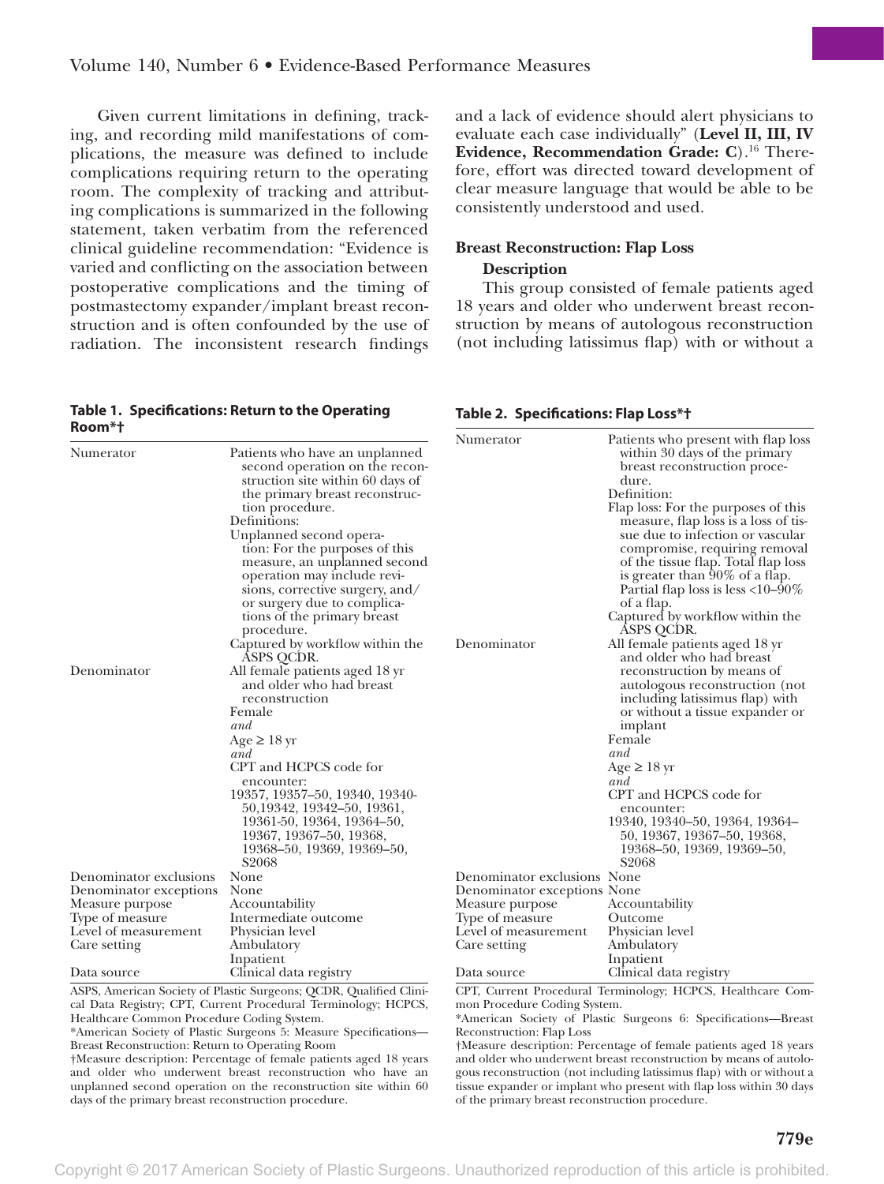Given current limitations in defining, tracking, and recording mild manifestations of complications, the measure was defined to include complications requiring return to the operating room. The complexity of tracking and attributing complications is summarized in the following statement, taken verbatim from the referenced clinical guideline recommendation: "Evidence is varied and conflicting on the association between postoperative complications and the timing of postmastectomy expander/implant breast reconstruction and is often confounded by the use of radiation. The inconsistent research findings and a lack of evidence should alert physicians to evaluate each case individually" (**Level II, III, IV Evidence, Recommendation Grade: C**).[16] Therefore, effort was directed toward development of clear measure language that would be able to be consistently understood and used.

## Breast Reconstruction: Flap Loss

### Description

This group consisted of female patients aged 18 years and older who underwent breast reconstruction by means of autologous reconstruction (not including latissimus flap) with or without a

**Table 1. Specifications: Return to the Operating Room*†**

| | |
|---|---|
| Numerator | Patients who have an unplanned second operation on the reconstruction site within 60 days of the primary breast reconstruction procedure.<br>Definitions:<br>Unplanned second operation: For the purposes of this measure, an unplanned second operation may include revisions, corrective surgery, and/or surgery due to complications of the primary breast procedure.<br>Captured by workflow within the ASPS QCDR. |
| Denominator | All female patients aged 18 yr and older who had breast reconstruction<br>Female<br>*and*<br>Age ≥ 18 yr<br>*and*<br>CPT and HCPCS code for encounter:<br>19357, 19357–50, 19340, 19340-50,19342, 19342–50, 19361, 19361-50, 19364, 19364–50, 19367, 19367–50, 19368, 19368–50, 19369, 19369–50, S2068 |
| Denominator exclusions | None |
| Denominator exceptions | None |
| Measure purpose | Accountability |
| Type of measure | Intermediate outcome |
| Level of measurement | Physician level |
| Care setting | Ambulatory<br>Inpatient |
| Data source | Clinical data registry |

ASPS, American Society of Plastic Surgeons; QCDR, Qualified Clinical Data Registry; CPT, Current Procedural Terminology; HCPCS, Healthcare Common Procedure Coding System.
*American Society of Plastic Surgeons 5: Measure Specifications—Breast Reconstruction: Return to Operating Room
†Measure description: Percentage of female patients aged 18 years and older who underwent breast reconstruction who have an unplanned second operation on the reconstruction site within 60 days of the primary breast reconstruction procedure.

**Table 2. Specifications: Flap Loss*†**

| | |
|---|---|
| Numerator | Patients who present with flap loss within 30 days of the primary breast reconstruction procedure.<br>Definition:<br>Flap loss: For the purposes of this measure, flap loss is a loss of tissue due to infection or vascular compromise, requiring removal of the tissue flap. Total flap loss is greater than 90% of a flap. Partial flap loss is less <10–90% of a flap.<br>Captured by workflow within the ASPS QCDR. |
| Denominator | All female patients aged 18 yr and older who had breast reconstruction by means of autologous reconstruction (not including latissimus flap) with or without a tissue expander or implant<br>Female<br>*and*<br>Age ≥ 18 yr<br>*and*<br>CPT and HCPCS code for encounter:<br>19340, 19340–50, 19364, 19364–50, 19367, 19367–50, 19368, 19368–50, 19369, 19369–50, S2068 |
| Denominator exclusions | None |
| Denominator exceptions | None |
| Measure purpose | Accountability |
| Type of measure | Outcome |
| Level of measurement | Physician level |
| Care setting | Ambulatory<br>Inpatient |
| Data source | Clinical data registry |

CPT, Current Procedural Terminology; HCPCS, Healthcare Common Procedure Coding System.
*American Society of Plastic Surgeons 6: Specifications—Breast Reconstruction: Flap Loss
†Measure description: Percentage of female patients aged 18 years and older who underwent breast reconstruction by means of autologous reconstruction (not including latissimus flap) with or without a tissue expander or implant who present with flap loss within 30 days of the primary breast reconstruction procedure.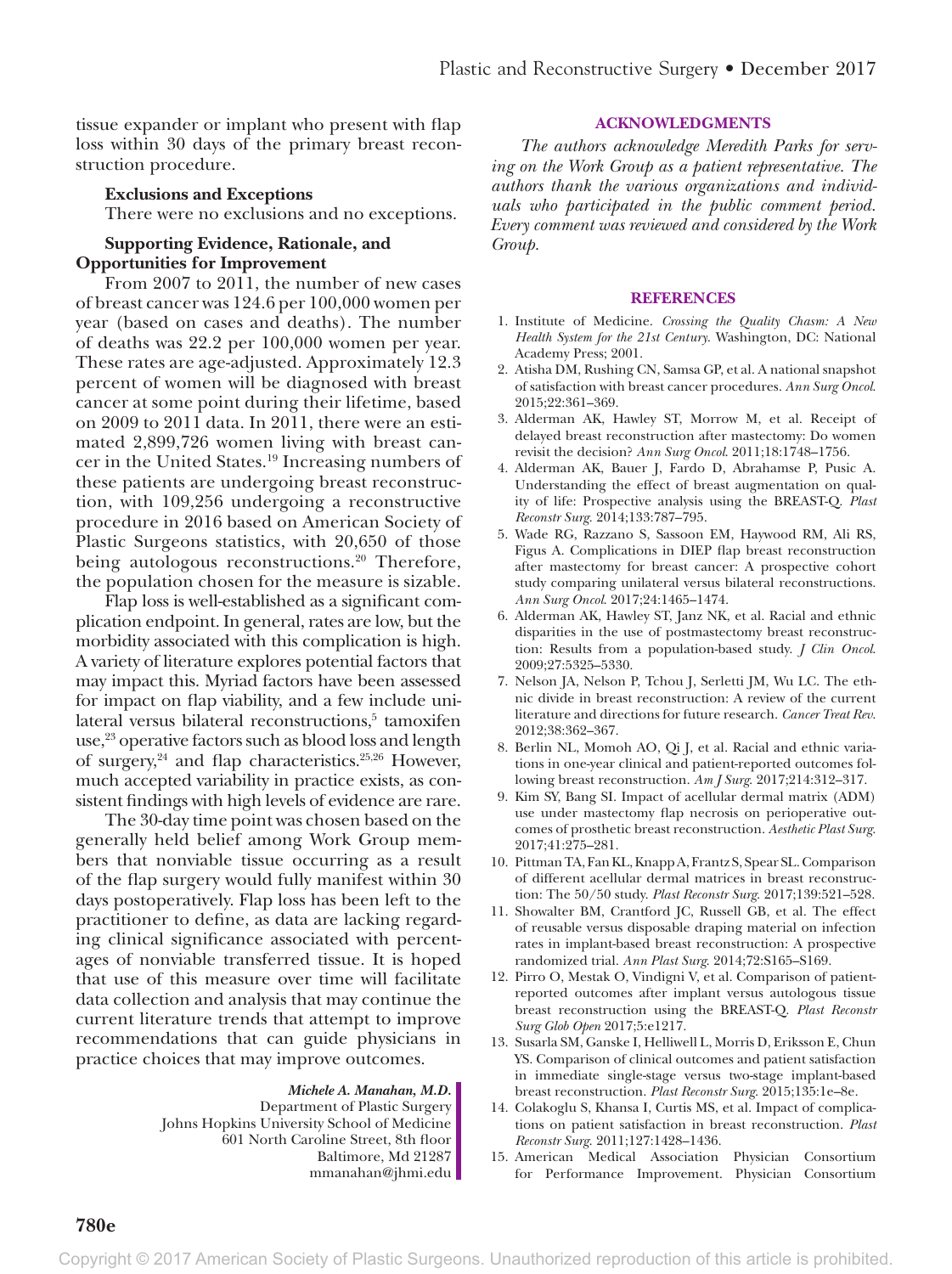tissue expander or implant who present with flap loss within 30 days of the primary breast reconstruction procedure.

**Exclusions and Exceptions**

There were no exclusions and no exceptions.

**Supporting Evidence, Rationale, and Opportunities for Improvement**

From 2007 to 2011, the number of new cases of breast cancer was 124.6 per 100,000 women per year (based on cases and deaths). The number of deaths was 22.2 per 100,000 women per year. These rates are age-adjusted. Approximately 12.3 percent of women will be diagnosed with breast cancer at some point during their lifetime, based on 2009 to 2011 data. In 2011, there were an estimated 2,899,726 women living with breast cancer in the United States.[19] Increasing numbers of these patients are undergoing breast reconstruction, with 109,256 undergoing a reconstructive procedure in 2016 based on American Society of Plastic Surgeons statistics, with 20,650 of those being autologous reconstructions.[20] Therefore, the population chosen for the measure is sizable.

Flap loss is well-established as a significant complication endpoint. In general, rates are low, but the morbidity associated with this complication is high. A variety of literature explores potential factors that may impact this. Myriad factors have been assessed for impact on flap viability, and a few include unilateral versus bilateral reconstructions,[5] tamoxifen use,[23] operative factors such as blood loss and length of surgery,[24] and flap characteristics.[25,26] However, much accepted variability in practice exists, as consistent findings with high levels of evidence are rare.

The 30-day time point was chosen based on the generally held belief among Work Group members that nonviable tissue occurring as a result of the flap surgery would fully manifest within 30 days postoperatively. Flap loss has been left to the practitioner to define, as data are lacking regarding clinical significance associated with percentages of nonviable transferred tissue. It is hoped that use of this measure over time will facilitate data collection and analysis that may continue the current literature trends that attempt to improve recommendations that can guide physicians in practice choices that may improve outcomes.

*Michele A. Manahan, M.D.*
Department of Plastic Surgery
Johns Hopkins University School of Medicine
601 North Caroline Street, 8th floor
Baltimore, Md 21287
mmanahan@jhmi.edu

## ACKNOWLEDGMENTS

*The authors acknowledge Meredith Parks for serving on the Work Group as a patient representative. The authors thank the various organizations and individuals who participated in the public comment period. Every comment was reviewed and considered by the Work Group.*

## REFERENCES

1. Institute of Medicine. *Crossing the Quality Chasm: A New Health System for the 21st Century.* Washington, DC: National Academy Press; 2001.
2. Atisha DM, Rushing CN, Samsa GP, et al. A national snapshot of satisfaction with breast cancer procedures. *Ann Surg Oncol.* 2015;22:361–369.
3. Alderman AK, Hawley ST, Morrow M, et al. Receipt of delayed breast reconstruction after mastectomy: Do women revisit the decision? *Ann Surg Oncol.* 2011;18:1748–1756.
4. Alderman AK, Bauer J, Fardo D, Abrahamse P, Pusic A. Understanding the effect of breast augmentation on quality of life: Prospective analysis using the BREAST-Q. *Plast Reconstr Surg.* 2014;133:787–795.
5. Wade RG, Razzano S, Sassoon EM, Haywood RM, Ali RS, Figus A. Complications in DIEP flap breast reconstruction after mastectomy for breast cancer: A prospective cohort study comparing unilateral versus bilateral reconstructions. *Ann Surg Oncol.* 2017;24:1465–1474.
6. Alderman AK, Hawley ST, Janz NK, et al. Racial and ethnic disparities in the use of postmastectomy breast reconstruction: Results from a population-based study. *J Clin Oncol.* 2009;27:5325–5330.
7. Nelson JA, Nelson P, Tchou J, Serletti JM, Wu LC. The ethnic divide in breast reconstruction: A review of the current literature and directions for future research. *Cancer Treat Rev.* 2012;38:362–367.
8. Berlin NL, Momoh AO, Qi J, et al. Racial and ethnic variations in one-year clinical and patient-reported outcomes following breast reconstruction. *Am J Surg.* 2017;214:312–317.
9. Kim SY, Bang SI. Impact of acellular dermal matrix (ADM) use under mastectomy flap necrosis on perioperative outcomes of prosthetic breast reconstruction. *Aesthetic Plast Surg.* 2017;41:275–281.
10. Pittman TA, Fan KL, Knapp A, Frantz S, Spear SL. Comparison of different acellular dermal matrices in breast reconstruction: The 50/50 study. *Plast Reconstr Surg.* 2017;139:521–528.
11. Showalter BM, Crantford JC, Russell GB, et al. The effect of reusable versus disposable draping material on infection rates in implant-based breast reconstruction: A prospective randomized trial. *Ann Plast Surg.* 2014;72:S165–S169.
12. Pirro O, Mestak O, Vindigni V, et al. Comparison of patient-reported outcomes after implant versus autologous tissue breast reconstruction using the BREAST-Q. *Plast Reconstr Surg Glob Open* 2017;5:e1217.
13. Susarla SM, Ganske I, Helliwell L, Morris D, Eriksson E, Chun YS. Comparison of clinical outcomes and patient satisfaction in immediate single-stage versus two-stage implant-based breast reconstruction. *Plast Reconstr Surg.* 2015;135:1e–8e.
14. Colakoglu S, Khansa I, Curtis MS, et al. Impact of complications on patient satisfaction in breast reconstruction. *Plast Reconstr Surg.* 2011;127:1428–1436.
15. American Medical Association Physician Consortium for Performance Improvement. Physician Consortium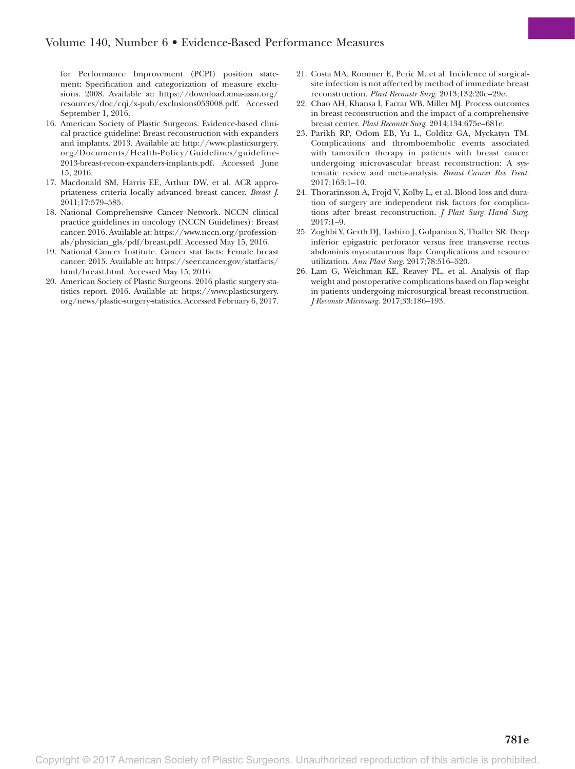for Performance Improvement (PCPI) position statement: Specification and categorization of measure exclusions. 2008. Available at: https://download.ama-assn.org/resources/doc/cqi/x-pub/exclusions053008.pdf. Accessed September 1, 2016.

16. American Society of Plastic Surgeons. Evidence-based clinical practice guideline: Breast reconstruction with expanders and implants. 2013. Available at: http://www.plasticsurgery.org/Documents/Health-Policy/Guidelines/guideline-2013-breast-recon-expanders-implants.pdf. Accessed June 15, 2016.
17. Macdonald SM, Harris EE, Arthur DW, et al. ACR appropriateness criteria locally advanced breast cancer. *Breast J.* 2011;17:579–585.
18. National Comprehensive Cancer Network. NCCN clinical practice guidelines in oncology (NCCN Guidelines): Breast cancer. 2016. Available at: https://www.nccn.org/professionals/physician_gls/pdf/breast.pdf. Accessed May 15, 2016.
19. National Cancer Institute. Cancer stat facts: Female breast cancer. 2015. Available at: https://seer.cancer.gov/statfacts/html/breast.html. Accessed May 15, 2016.
20. American Society of Plastic Surgeons. 2016 plastic surgery statistics report. 2016. Available at: https://www.plasticsurgery.org/news/plastic-surgery-statistics. Accessed February 6, 2017.
21. Costa MA, Rommer E, Peric M, et al. Incidence of surgical-site infection is not affected by method of immediate breast reconstruction. *Plast Reconstr Surg.* 2013;132:20e–29e.
22. Chao AH, Khansa I, Farrar WB, Miller MJ. Process outcomes in breast reconstruction and the impact of a comprehensive breast center. *Plast Reconstr Surg.* 2014;134:675e–681e.
23. Parikh RP, Odom EB, Yu L, Colditz GA, Myckatyn TM. Complications and thromboembolic events associated with tamoxifen therapy in patients with breast cancer undergoing microvascular breast reconstruction: A systematic review and meta-analysis. *Breast Cancer Res Treat.* 2017;163:1–10.
24. Thorarinsson A, Frojd V, Kolby L, et al. Blood loss and duration of surgery are independent risk factors for complications after breast reconstruction. *J Plast Surg Hand Surg.* 2017:1–9.
25. Zoghbi Y, Gerth DJ, Tashiro J, Golpanian S, Thaller SR. Deep inferior epigastric perforator versus free transverse rectus abdominis myocutaneous flap: Complications and resource utilization. *Ann Plast Surg.* 2017;78:516–520.
26. Lam G, Weichman KE, Reavey PL, et al. Analysis of flap weight and postoperative complications based on flap weight in patients undergoing microsurgical breast reconstruction. *J Reconstr Microsurg.* 2017;33:186–193.